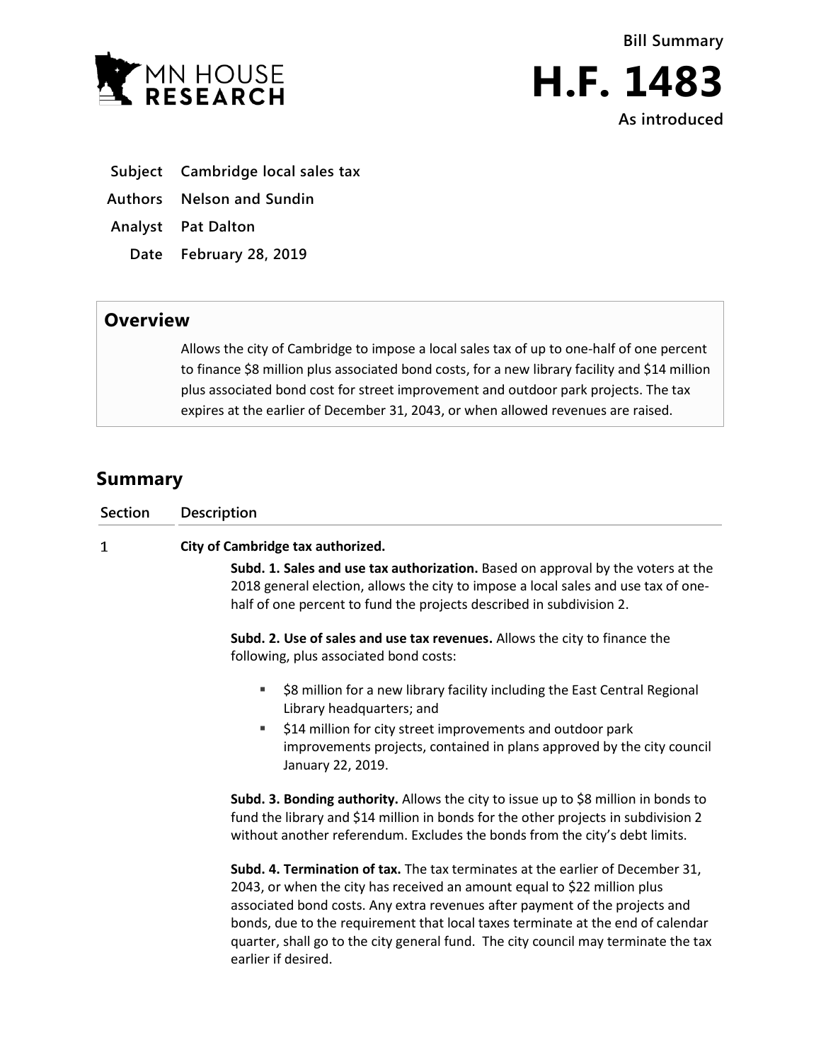MN HOUSE RESEARCH

**Bill Summary**

# H.F. 1483

**As introduced**

| | |
|---|---|
| **Subject** | **Cambridge local sales tax** |
| **Authors** | **Nelson and Sundin** |
| **Analyst** | **Pat Dalton** |
| **Date** | **February 28, 2019** |

## Overview

Allows the city of Cambridge to impose a local sales tax of up to one-half of one percent to finance $8 million plus associated bond costs, for a new library facility and $14 million plus associated bond cost for street improvement and outdoor park projects. The tax expires at the earlier of December 31, 2043, or when allowed revenues are raised.

## Summary

| Section | Description |
|---|---|

### 1 City of Cambridge tax authorized.

**Subd. 1. Sales and use tax authorization.** Based on approval by the voters at the 2018 general election, allows the city to impose a local sales and use tax of one-half of one percent to fund the projects described in subdivision 2.

**Subd. 2. Use of sales and use tax revenues.** Allows the city to finance the following, plus associated bond costs:

- $8 million for a new library facility including the East Central Regional Library headquarters; and
- $14 million for city street improvements and outdoor park improvements projects, contained in plans approved by the city council January 22, 2019.

**Subd. 3. Bonding authority.** Allows the city to issue up to $8 million in bonds to fund the library and $14 million in bonds for the other projects in subdivision 2 without another referendum. Excludes the bonds from the city's debt limits.

**Subd. 4. Termination of tax.** The tax terminates at the earlier of December 31, 2043, or when the city has received an amount equal to $22 million plus associated bond costs. Any extra revenues after payment of the projects and bonds, due to the requirement that local taxes terminate at the end of calendar quarter, shall go to the city general fund. The city council may terminate the tax earlier if desired.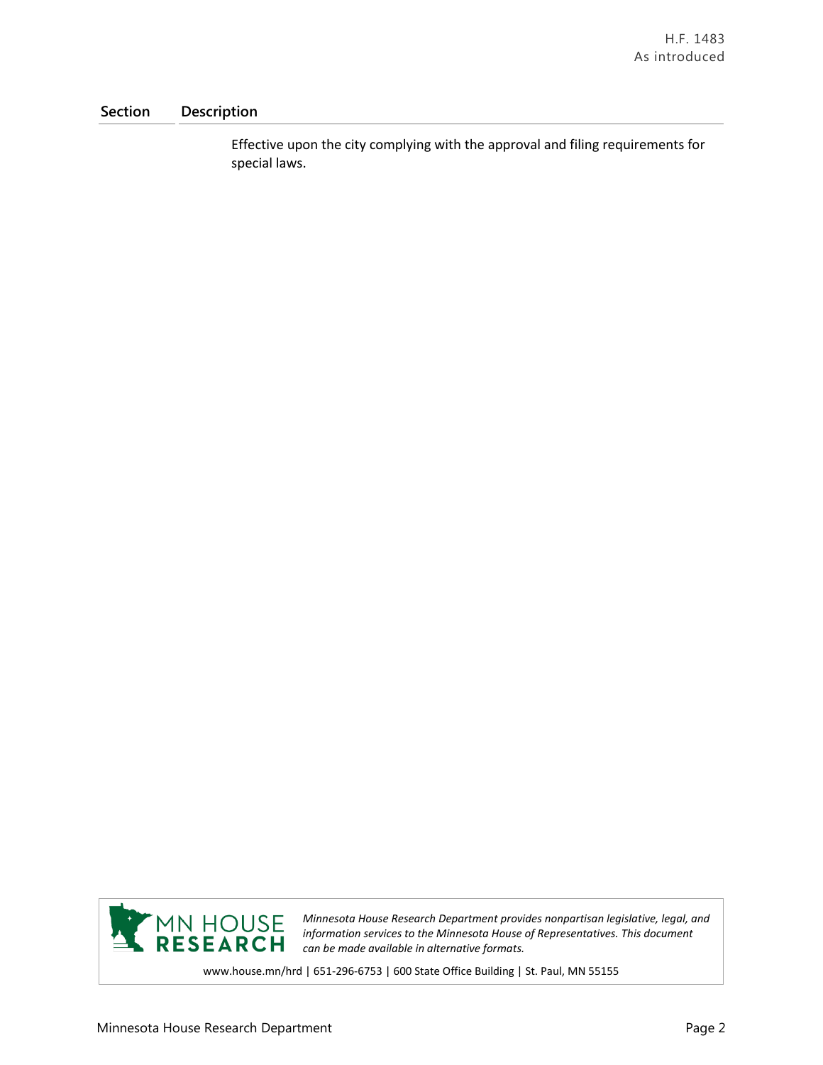| Section | Description |
| --- | --- |
| | Effective upon the city complying with the approval and filing requirements for special laws. |

*Minnesota House Research Department provides nonpartisan legislative, legal, and information services to the Minnesota House of Representatives. This document can be made available in alternative formats.*

www.house.mn/hrd | 651-296-6753 | 600 State Office Building | St. Paul, MN 55155